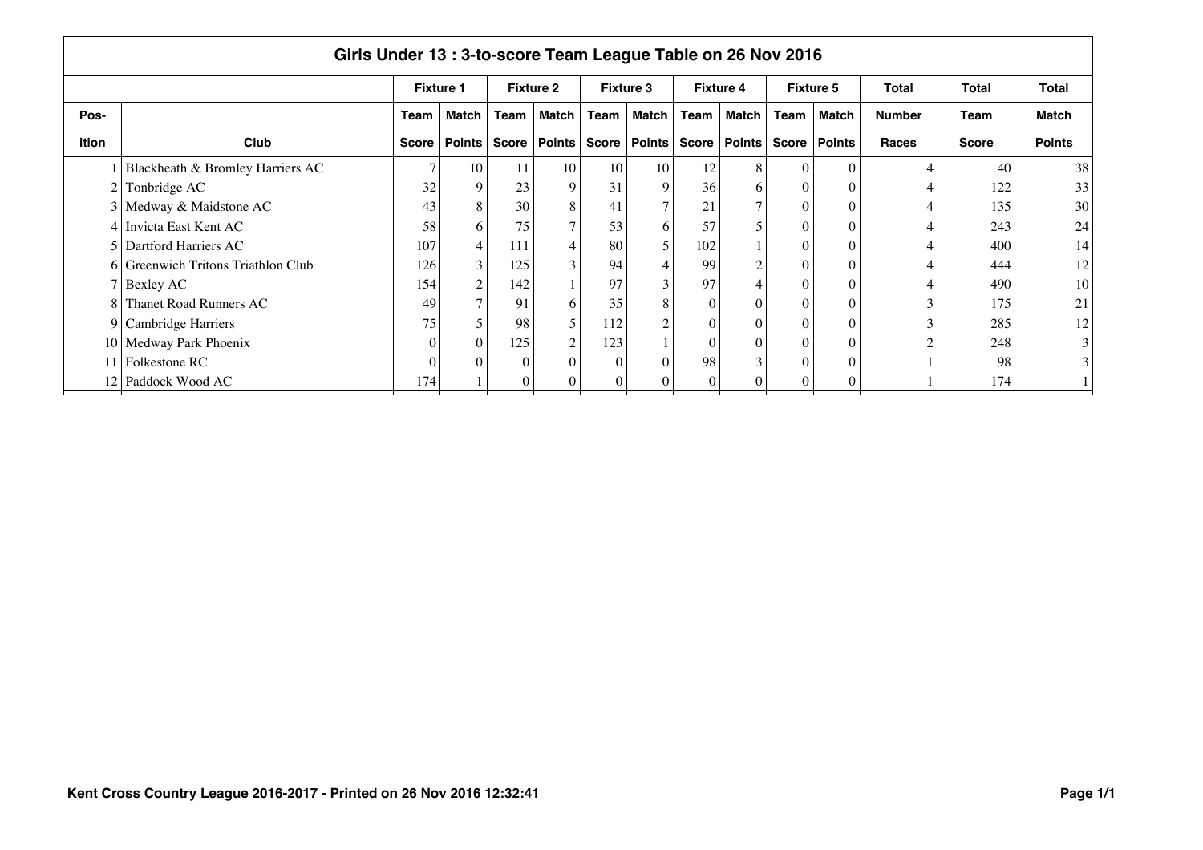## Girls Under 13 : 3-to-score Team League Table on 26 Nov 2016

| | | Fixture 1 | | Fixture 2 | | Fixture 3 | | Fixture 4 | | Fixture 5 | | Total | Total | Total |
|---|---|---|---|---|---|---|---|---|---|---|---|---|---|---|
| Pos-ition | Club | Team Score | Match Points | Team Score | Match Points | Team Score | Match Points | Team Score | Match Points | Team Score | Match Points | Number Races | Team Score | Match Points |
| 1 | Blackheath & Bromley Harriers AC | 7 | 10 | 11 | 10 | 10 | 10 | 12 | 8 | 0 | 0 | 4 | 40 | 38 |
| 2 | Tonbridge AC | 32 | 9 | 23 | 9 | 31 | 9 | 36 | 6 | 0 | 0 | 4 | 122 | 33 |
| 3 | Medway & Maidstone AC | 43 | 8 | 30 | 8 | 41 | 7 | 21 | 7 | 0 | 0 | 4 | 135 | 30 |
| 4 | Invicta East Kent AC | 58 | 6 | 75 | 7 | 53 | 6 | 57 | 5 | 0 | 0 | 4 | 243 | 24 |
| 5 | Dartford Harriers AC | 107 | 4 | 111 | 4 | 80 | 5 | 102 | 1 | 0 | 0 | 4 | 400 | 14 |
| 6 | Greenwich Tritons Triathlon Club | 126 | 3 | 125 | 3 | 94 | 4 | 99 | 2 | 0 | 0 | 4 | 444 | 12 |
| 7 | Bexley AC | 154 | 2 | 142 | 1 | 97 | 3 | 97 | 4 | 0 | 0 | 4 | 490 | 10 |
| 8 | Thanet Road Runners AC | 49 | 7 | 91 | 6 | 35 | 8 | 0 | 0 | 0 | 0 | 3 | 175 | 21 |
| 9 | Cambridge Harriers | 75 | 5 | 98 | 5 | 112 | 2 | 0 | 0 | 0 | 0 | 3 | 285 | 12 |
| 10 | Medway Park Phoenix | 0 | 0 | 125 | 2 | 123 | 1 | 0 | 0 | 0 | 0 | 2 | 248 | 3 |
| 11 | Folkestone RC | 0 | 0 | 0 | 0 | 0 | 0 | 98 | 3 | 0 | 0 | 1 | 98 | 3 |
| 12 | Paddock Wood AC | 174 | 1 | 0 | 0 | 0 | 0 | 0 | 0 | 0 | 0 | 1 | 174 | 1 |

**Kent Cross Country League 2016-2017 - Printed on 26 Nov 2016 12:32:41**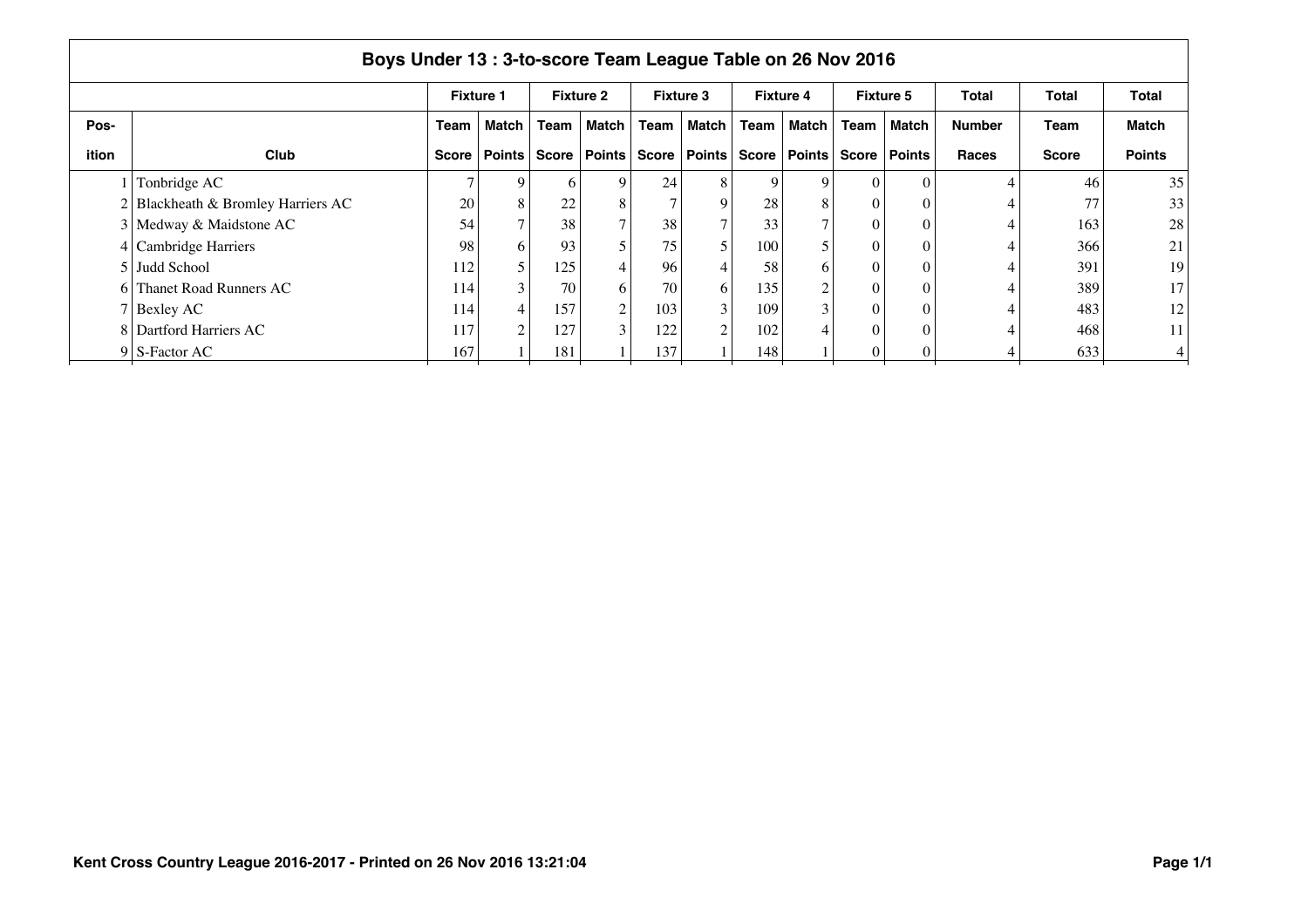## Boys Under 13 : 3-to-score Team League Table on 26 Nov 2016

| | | Fixture 1 | | Fixture 2 | | Fixture 3 | | Fixture 4 | | Fixture 5 | | Total | Total | Total |
|---|---|---|---|---|---|---|---|---|---|---|---|---|---|---|
| Pos-ition | Club | Team Score | Match Points | Team Score | Match Points | Team Score | Match Points | Team Score | Match Points | Team Score | Match Points | Number Races | Team Score | Match Points |
| 1 | Tonbridge AC | 7 | 9 | 6 | 9 | 24 | 8 | 9 | 9 | 0 | 0 | 4 | 46 | 35 |
| 2 | Blackheath & Bromley Harriers AC | 20 | 8 | 22 | 8 | 7 | 9 | 28 | 8 | 0 | 0 | 4 | 77 | 33 |
| 3 | Medway & Maidstone AC | 54 | 7 | 38 | 7 | 38 | 7 | 33 | 7 | 0 | 0 | 4 | 163 | 28 |
| 4 | Cambridge Harriers | 98 | 6 | 93 | 5 | 75 | 5 | 100 | 5 | 0 | 0 | 4 | 366 | 21 |
| 5 | Judd School | 112 | 5 | 125 | 4 | 96 | 4 | 58 | 6 | 0 | 0 | 4 | 391 | 19 |
| 6 | Thanet Road Runners AC | 114 | 3 | 70 | 6 | 70 | 6 | 135 | 2 | 0 | 0 | 4 | 389 | 17 |
| 7 | Bexley AC | 114 | 4 | 157 | 2 | 103 | 3 | 109 | 3 | 0 | 0 | 4 | 483 | 12 |
| 8 | Dartford Harriers AC | 117 | 2 | 127 | 3 | 122 | 2 | 102 | 4 | 0 | 0 | 4 | 468 | 11 |
| 9 | S-Factor AC | 167 | 1 | 181 | 1 | 137 | 1 | 148 | 1 | 0 | 0 | 4 | 633 | 4 |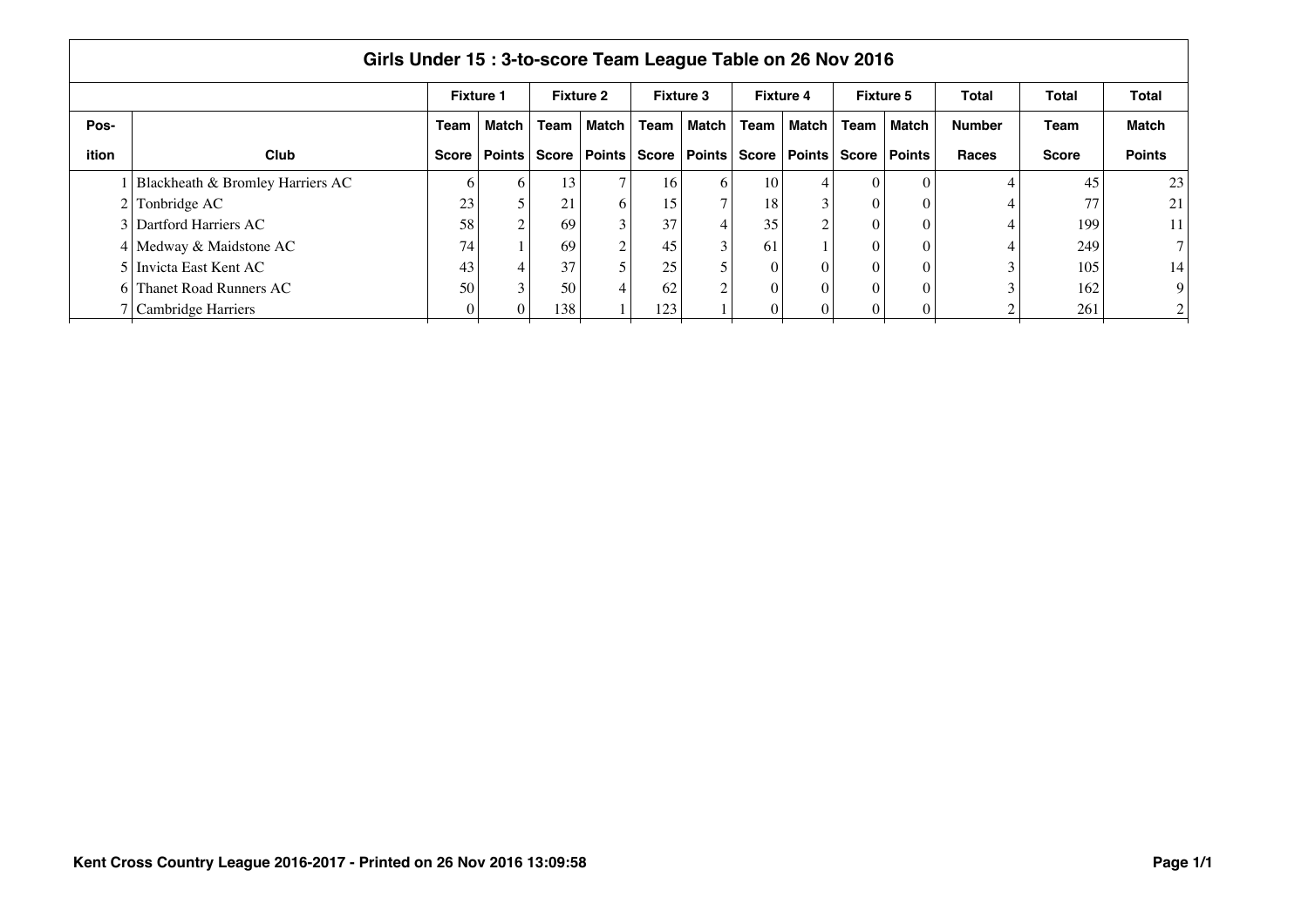# Girls Under 15 : 3-to-score Team League Table on 26 Nov 2016

| | | Fixture 1 | | Fixture 2 | | Fixture 3 | | Fixture 4 | | Fixture 5 | | Total | Total | Total |
|---|---|---|---|---|---|---|---|---|---|---|---|---|---|---|
| Pos-ition | Club | Team Score | Match Points | Team Score | Match Points | Team Score | Match Points | Team Score | Match Points | Team Score | Match Points | Number Races | Team Score | Match Points |
| 1 | Blackheath & Bromley Harriers AC | 6 | 6 | 13 | 7 | 16 | 6 | 10 | 4 | 0 | 0 | 4 | 45 | 23 |
| 2 | Tonbridge AC | 23 | 5 | 21 | 6 | 15 | 7 | 18 | 3 | 0 | 0 | 4 | 77 | 21 |
| 3 | Dartford Harriers AC | 58 | 2 | 69 | 3 | 37 | 4 | 35 | 2 | 0 | 0 | 4 | 199 | 11 |
| 4 | Medway & Maidstone AC | 74 | 1 | 69 | 2 | 45 | 3 | 61 | 1 | 0 | 0 | 4 | 249 | 7 |
| 5 | Invicta East Kent AC | 43 | 4 | 37 | 5 | 25 | 5 | 0 | 0 | 0 | 0 | 3 | 105 | 14 |
| 6 | Thanet Road Runners AC | 50 | 3 | 50 | 4 | 62 | 2 | 0 | 0 | 0 | 0 | 3 | 162 | 9 |
| 7 | Cambridge Harriers | 0 | 0 | 138 | 1 | 123 | 1 | 0 | 0 | 0 | 0 | 2 | 261 | 2 |

Kent Cross Country League 2016-2017 - Printed on 26 Nov 2016 13:09:58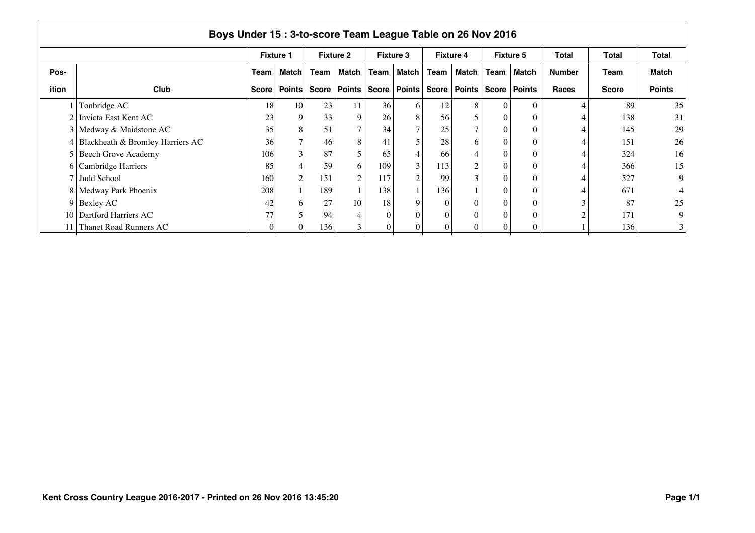## Boys Under 15 : 3-to-score Team League Table on 26 Nov 2016

| | | Fixture 1 | | Fixture 2 | | Fixture 3 | | Fixture 4 | | Fixture 5 | | Total | Total | Total |
|---|---|---|---|---|---|---|---|---|---|---|---|---|---|---|
| Pos-ition | Club | Team Score | Match Points | Team Score | Match Points | Team Score | Match Points | Team Score | Match Points | Team Score | Match Points | Number Races | Team Score | Match Points |
| 1 | Tonbridge AC | 18 | 10 | 23 | 11 | 36 | 6 | 12 | 8 | 0 | 0 | 4 | 89 | 35 |
| 2 | Invicta East Kent AC | 23 | 9 | 33 | 9 | 26 | 8 | 56 | 5 | 0 | 0 | 4 | 138 | 31 |
| 3 | Medway & Maidstone AC | 35 | 8 | 51 | 7 | 34 | 7 | 25 | 7 | 0 | 0 | 4 | 145 | 29 |
| 4 | Blackheath & Bromley Harriers AC | 36 | 7 | 46 | 8 | 41 | 5 | 28 | 6 | 0 | 0 | 4 | 151 | 26 |
| 5 | Beech Grove Academy | 106 | 3 | 87 | 5 | 65 | 4 | 66 | 4 | 0 | 0 | 4 | 324 | 16 |
| 6 | Cambridge Harriers | 85 | 4 | 59 | 6 | 109 | 3 | 113 | 2 | 0 | 0 | 4 | 366 | 15 |
| 7 | Judd School | 160 | 2 | 151 | 2 | 117 | 2 | 99 | 3 | 0 | 0 | 4 | 527 | 9 |
| 8 | Medway Park Phoenix | 208 | 1 | 189 | 1 | 138 | 1 | 136 | 1 | 0 | 0 | 4 | 671 | 4 |
| 9 | Bexley AC | 42 | 6 | 27 | 10 | 18 | 9 | 0 | 0 | 0 | 0 | 3 | 87 | 25 |
| 10 | Dartford Harriers AC | 77 | 5 | 94 | 4 | 0 | 0 | 0 | 0 | 0 | 0 | 2 | 171 | 9 |
| 11 | Thanet Road Runners AC | 0 | 0 | 136 | 3 | 0 | 0 | 0 | 0 | 0 | 0 | 1 | 136 | 3 |

Kent Cross Country League 2016-2017 - Printed on 26 Nov 2016 13:45:20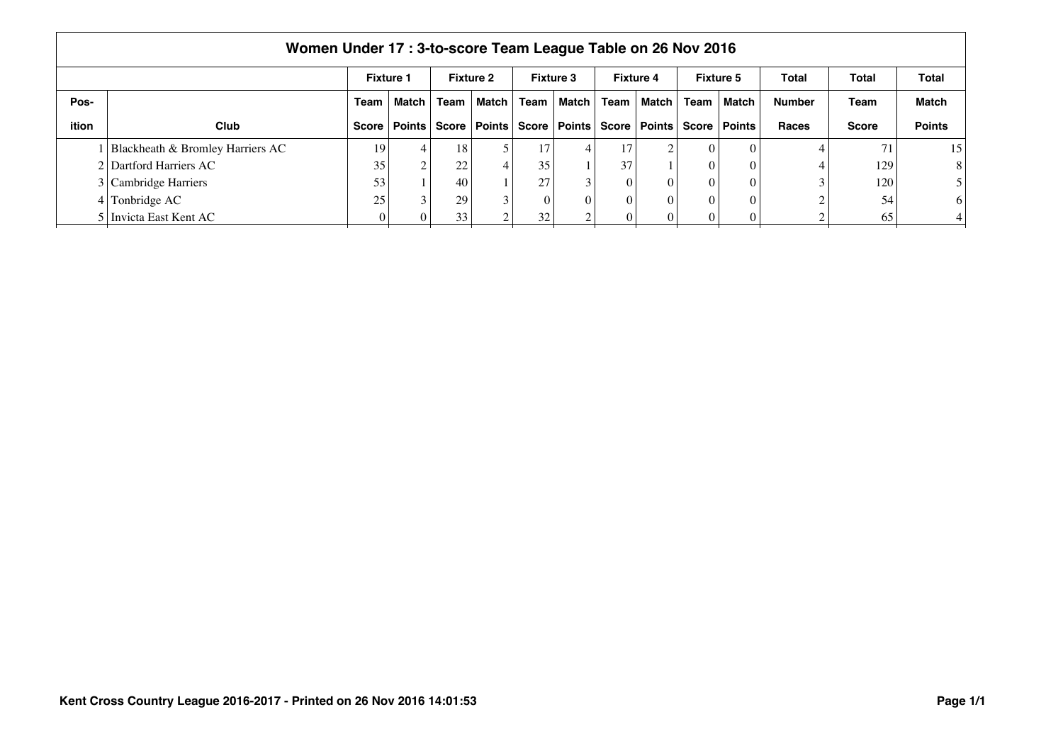## Women Under 17 : 3-to-score Team League Table on 26 Nov 2016

| | | Fixture 1 | | Fixture 2 | | Fixture 3 | | Fixture 4 | | Fixture 5 | | Total | Total | Total |
|---|---|---|---|---|---|---|---|---|---|---|---|---|---|---|
| Pos-ition | Club | Team Score | Match Points | Team Score | Match Points | Team Score | Match Points | Team Score | Match Points | Team Score | Match Points | Number Races | Team Score | Match Points |
| 1 | Blackheath & Bromley Harriers AC | 19 | 4 | 18 | 5 | 17 | 4 | 17 | 2 | 0 | 0 | 4 | 71 | 15 |
| 2 | Dartford Harriers AC | 35 | 2 | 22 | 4 | 35 | 1 | 37 | 1 | 0 | 0 | 4 | 129 | 8 |
| 3 | Cambridge Harriers | 53 | 1 | 40 | 1 | 27 | 3 | 0 | 0 | 0 | 0 | 3 | 120 | 5 |
| 4 | Tonbridge AC | 25 | 3 | 29 | 3 | 0 | 0 | 0 | 0 | 0 | 0 | 2 | 54 | 6 |
| 5 | Invicta East Kent AC | 0 | 0 | 33 | 2 | 32 | 2 | 0 | 0 | 0 | 0 | 2 | 65 | 4 |

**Kent Cross Country League 2016-2017 - Printed on 26 Nov 2016 14:01:53**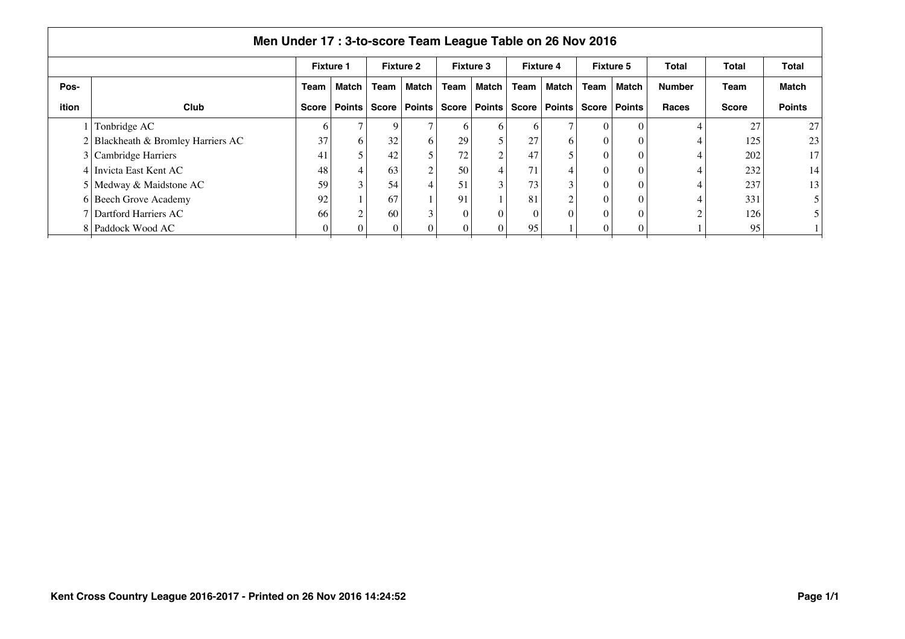## Men Under 17 : 3-to-score Team League Table on 26 Nov 2016

| Pos-ition | Club | Fixture 1 | | Fixture 2 | | Fixture 3 | | Fixture 4 | | Fixture 5 | | Total | Total | Total |
|---|---|---|---|---|---|---|---|---|---|---|---|---|---|---|
| | | Team Score | Match Points | Team Score | Match Points | Team Score | Match Points | Team Score | Match Points | Team Score | Match Points | Number Races | Team Score | Match Points |
| 1 | Tonbridge AC | 6 | 7 | 9 | 7 | 6 | 6 | 6 | 7 | 0 | 0 | 4 | 27 | 27 |
| 2 | Blackheath & Bromley Harriers AC | 37 | 6 | 32 | 6 | 29 | 5 | 27 | 6 | 0 | 0 | 4 | 125 | 23 |
| 3 | Cambridge Harriers | 41 | 5 | 42 | 5 | 72 | 2 | 47 | 5 | 0 | 0 | 4 | 202 | 17 |
| 4 | Invicta East Kent AC | 48 | 4 | 63 | 2 | 50 | 4 | 71 | 4 | 0 | 0 | 4 | 232 | 14 |
| 5 | Medway & Maidstone AC | 59 | 3 | 54 | 4 | 51 | 3 | 73 | 3 | 0 | 0 | 4 | 237 | 13 |
| 6 | Beech Grove Academy | 92 | 1 | 67 | 1 | 91 | 1 | 81 | 2 | 0 | 0 | 4 | 331 | 5 |
| 7 | Dartford Harriers AC | 66 | 2 | 60 | 3 | 0 | 0 | 0 | 0 | 0 | 0 | 2 | 126 | 5 |
| 8 | Paddock Wood AC | 0 | 0 | 0 | 0 | 0 | 0 | 95 | 1 | 0 | 0 | 1 | 95 | 1 |

Kent Cross Country League 2016-2017 - Printed on 26 Nov 2016 14:24:52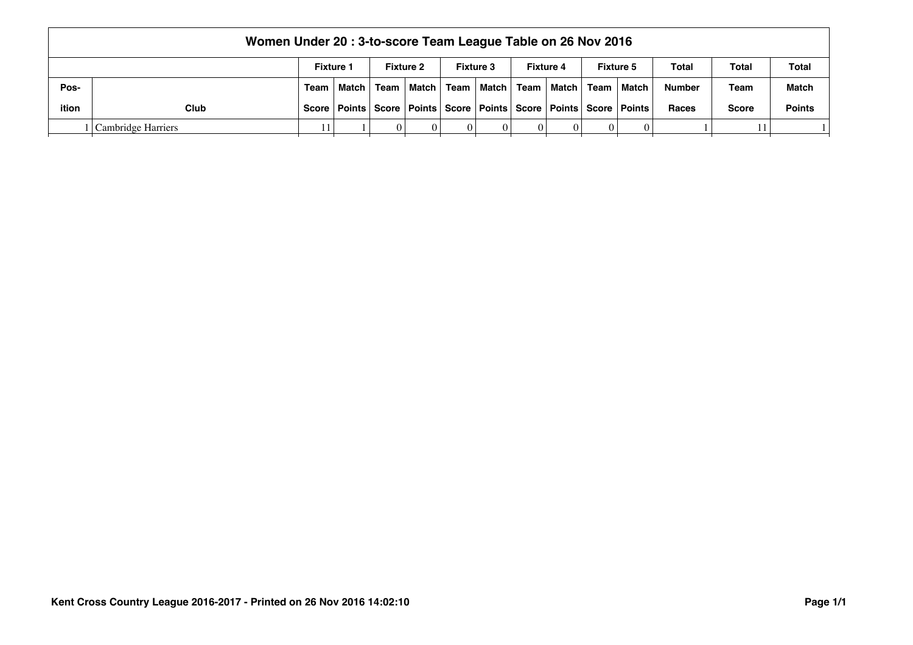# Women Under 20 : 3-to-score Team League Table on 26 Nov 2016

| | | Fixture 1 | | Fixture 2 | | Fixture 3 | | Fixture 4 | | Fixture 5 | | Total | Total | Total |
|---|---|---|---|---|---|---|---|---|---|---|---|---|---|---|
| Pos-ition | Club | Team Score | Match Points | Team Score | Match Points | Team Score | Match Points | Team Score | Match Points | Team Score | Match Points | Number Races | Team Score | Match Points |
| 1 | Cambridge Harriers | 11 | 1 | 0 | 0 | 0 | 0 | 0 | 0 | 0 | 0 | 1 | 11 | 1 |

Kent Cross Country League 2016-2017 - Printed on 26 Nov 2016 14:02:10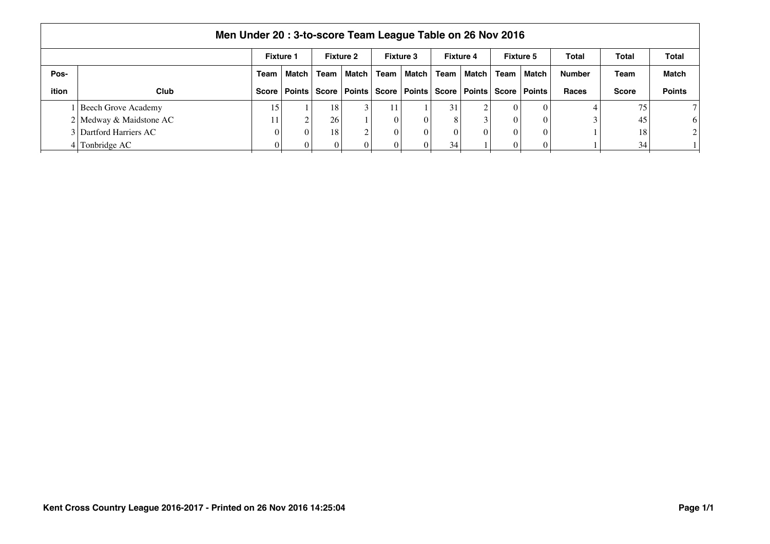## Men Under 20 : 3-to-score Team League Table on 26 Nov 2016

| | | Fixture 1 | | Fixture 2 | | Fixture 3 | | Fixture 4 | | Fixture 5 | | Total | Total | Total |
|---|---|---|---|---|---|---|---|---|---|---|---|---|---|---|
| Position | Club | Team Score | Match Points | Team Score | Match Points | Team Score | Match Points | Team Score | Match Points | Team Score | Match Points | Number Races | Team Score | Match Points |
| 1 | Beech Grove Academy | 15 | 1 | 18 | 3 | 11 | 1 | 31 | 2 | 0 | 0 | 4 | 75 | 7 |
| 2 | Medway & Maidstone AC | 11 | 2 | 26 | 1 | 0 | 0 | 8 | 3 | 0 | 0 | 3 | 45 | 6 |
| 3 | Dartford Harriers AC | 0 | 0 | 18 | 2 | 0 | 0 | 0 | 0 | 0 | 0 | 1 | 18 | 2 |
| 4 | Tonbridge AC | 0 | 0 | 0 | 0 | 0 | 0 | 34 | 1 | 0 | 0 | 1 | 34 | 1 |

**Kent Cross Country League 2016-2017 - Printed on 26 Nov 2016 14:25:04**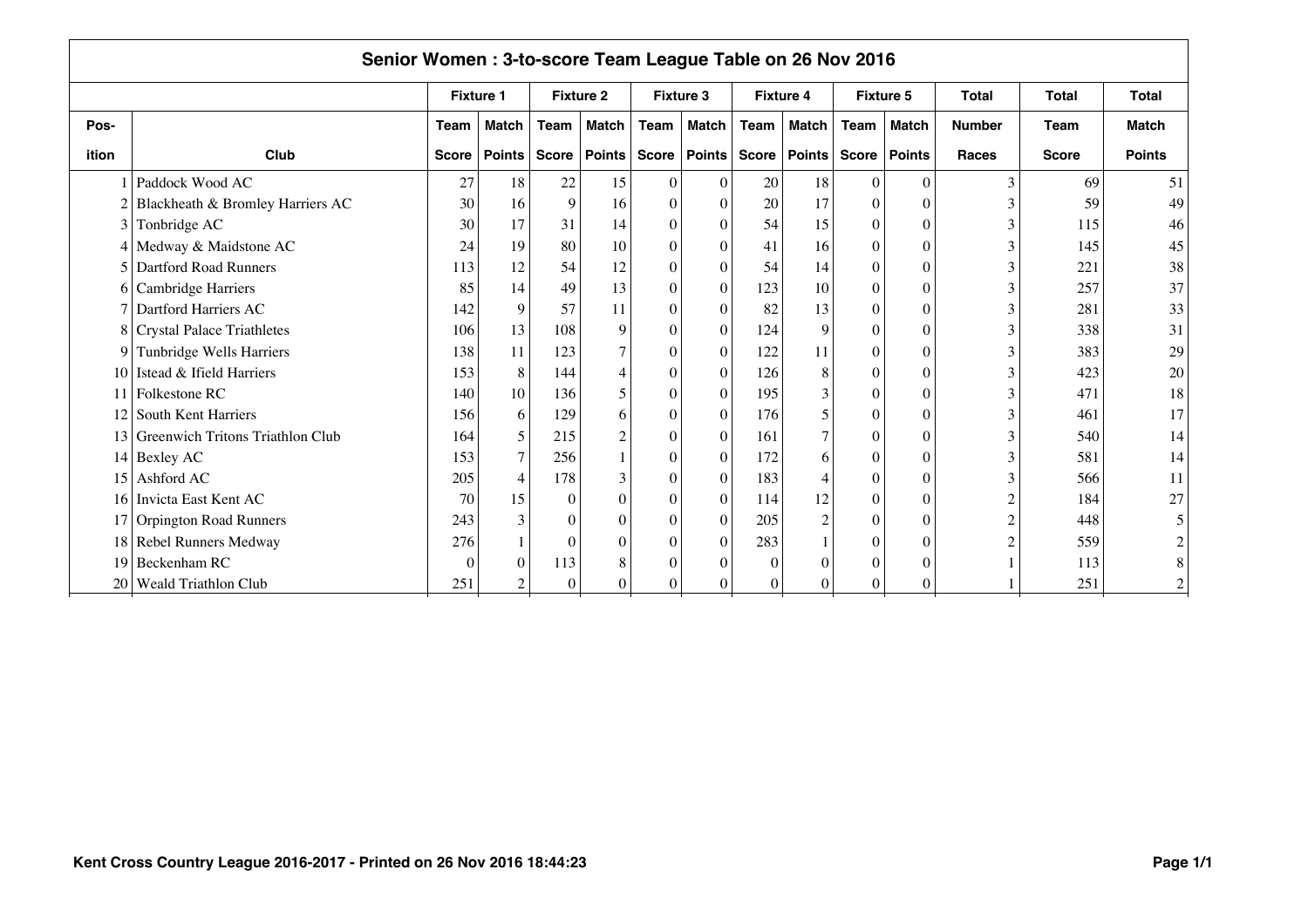## Senior Women : 3-to-score Team League Table on 26 Nov 2016

| | | Fixture 1 | | Fixture 2 | | Fixture 3 | | Fixture 4 | | Fixture 5 | | Total | Total | Total |
|---|---|---|---|---|---|---|---|---|---|---|---|---|---|---|
| Pos-ition | Club | Team Score | Match Points | Team Score | Match Points | Team Score | Match Points | Team Score | Match Points | Team Score | Match Points | Number Races | Team Score | Match Points |
| 1 | Paddock Wood AC | 27 | 18 | 22 | 15 | 0 | 0 | 20 | 18 | 0 | 0 | 3 | 69 | 51 |
| 2 | Blackheath & Bromley Harriers AC | 30 | 16 | 9 | 16 | 0 | 0 | 20 | 17 | 0 | 0 | 3 | 59 | 49 |
| 3 | Tonbridge AC | 30 | 17 | 31 | 14 | 0 | 0 | 54 | 15 | 0 | 0 | 3 | 115 | 46 |
| 4 | Medway & Maidstone AC | 24 | 19 | 80 | 10 | 0 | 0 | 41 | 16 | 0 | 0 | 3 | 145 | 45 |
| 5 | Dartford Road Runners | 113 | 12 | 54 | 12 | 0 | 0 | 54 | 14 | 0 | 0 | 3 | 221 | 38 |
| 6 | Cambridge Harriers | 85 | 14 | 49 | 13 | 0 | 0 | 123 | 10 | 0 | 0 | 3 | 257 | 37 |
| 7 | Dartford Harriers AC | 142 | 9 | 57 | 11 | 0 | 0 | 82 | 13 | 0 | 0 | 3 | 281 | 33 |
| 8 | Crystal Palace Triathletes | 106 | 13 | 108 | 9 | 0 | 0 | 124 | 9 | 0 | 0 | 3 | 338 | 31 |
| 9 | Tunbridge Wells Harriers | 138 | 11 | 123 | 7 | 0 | 0 | 122 | 11 | 0 | 0 | 3 | 383 | 29 |
| 10 | Istead & Ifield Harriers | 153 | 8 | 144 | 4 | 0 | 0 | 126 | 8 | 0 | 0 | 3 | 423 | 20 |
| 11 | Folkestone RC | 140 | 10 | 136 | 5 | 0 | 0 | 195 | 3 | 0 | 0 | 3 | 471 | 18 |
| 12 | South Kent Harriers | 156 | 6 | 129 | 6 | 0 | 0 | 176 | 5 | 0 | 0 | 3 | 461 | 17 |
| 13 | Greenwich Tritons Triathlon Club | 164 | 5 | 215 | 2 | 0 | 0 | 161 | 7 | 0 | 0 | 3 | 540 | 14 |
| 14 | Bexley AC | 153 | 7 | 256 | 1 | 0 | 0 | 172 | 6 | 0 | 0 | 3 | 581 | 14 |
| 15 | Ashford AC | 205 | 4 | 178 | 3 | 0 | 0 | 183 | 4 | 0 | 0 | 3 | 566 | 11 |
| 16 | Invicta East Kent AC | 70 | 15 | 0 | 0 | 0 | 0 | 114 | 12 | 0 | 0 | 2 | 184 | 27 |
| 17 | Orpington Road Runners | 243 | 3 | 0 | 0 | 0 | 0 | 205 | 2 | 0 | 0 | 2 | 448 | 5 |
| 18 | Rebel Runners Medway | 276 | 1 | 0 | 0 | 0 | 0 | 283 | 1 | 0 | 0 | 2 | 559 | 2 |
| 19 | Beckenham RC | 0 | 0 | 113 | 8 | 0 | 0 | 0 | 0 | 0 | 0 | 1 | 113 | 8 |
| 20 | Weald Triathlon Club | 251 | 2 | 0 | 0 | 0 | 0 | 0 | 0 | 0 | 0 | 1 | 251 | 2 |

Kent Cross Country League 2016-2017 - Printed on 26 Nov 2016 18:44:23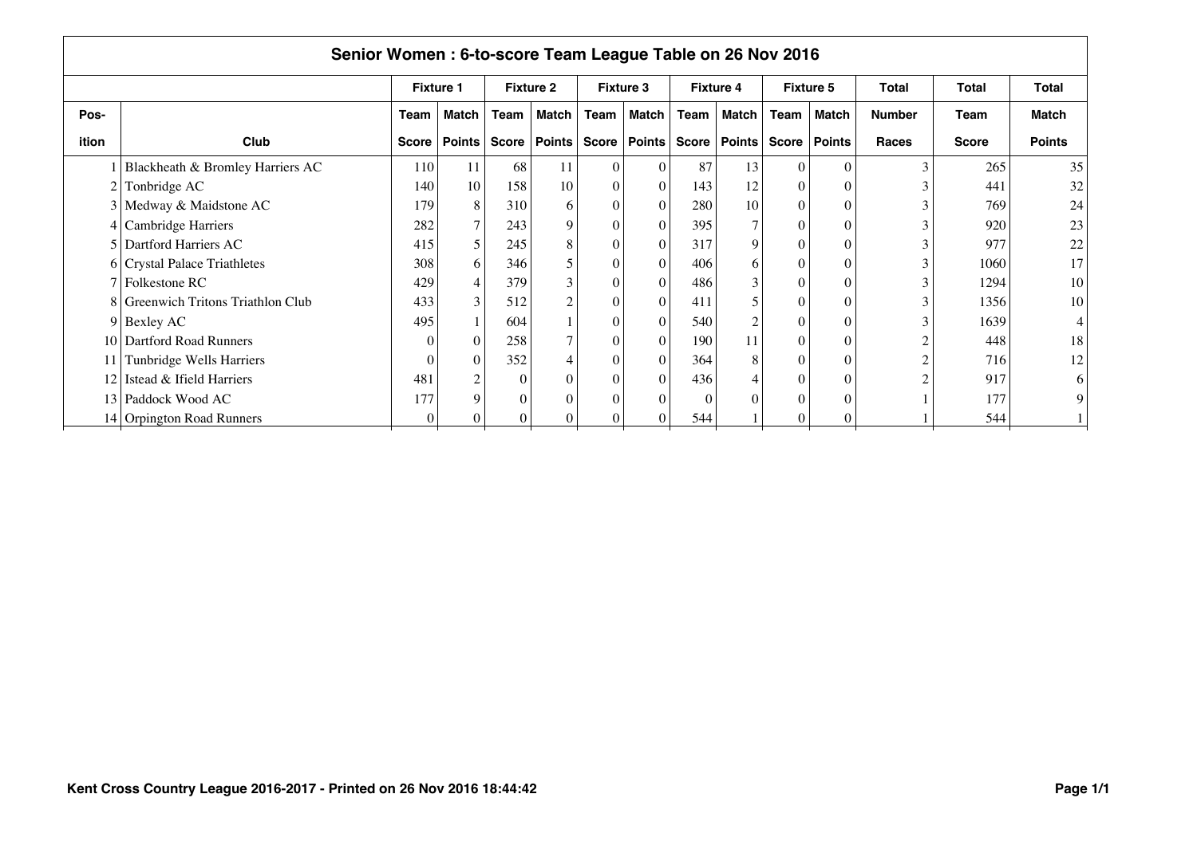# Senior Women : 6-to-score Team League Table on 26 Nov 2016

| | | Fixture 1 | | Fixture 2 | | Fixture 3 | | Fixture 4 | | Fixture 5 | | Total | Total | Total |
|---|---|---|---|---|---|---|---|---|---|---|---|---|---|---|
| Pos-ition | Club | Team Score | Match Points | Team Score | Match Points | Team Score | Match Points | Team Score | Match Points | Team Score | Match Points | Number Races | Team Score | Match Points |
| 1 | Blackheath & Bromley Harriers AC | 110 | 11 | 68 | 11 | 0 | 0 | 87 | 13 | 0 | 0 | 3 | 265 | 35 |
| 2 | Tonbridge AC | 140 | 10 | 158 | 10 | 0 | 0 | 143 | 12 | 0 | 0 | 3 | 441 | 32 |
| 3 | Medway & Maidstone AC | 179 | 8 | 310 | 6 | 0 | 0 | 280 | 10 | 0 | 0 | 3 | 769 | 24 |
| 4 | Cambridge Harriers | 282 | 7 | 243 | 9 | 0 | 0 | 395 | 7 | 0 | 0 | 3 | 920 | 23 |
| 5 | Dartford Harriers AC | 415 | 5 | 245 | 8 | 0 | 0 | 317 | 9 | 0 | 0 | 3 | 977 | 22 |
| 6 | Crystal Palace Triathletes | 308 | 6 | 346 | 5 | 0 | 0 | 406 | 6 | 0 | 0 | 3 | 1060 | 17 |
| 7 | Folkestone RC | 429 | 4 | 379 | 3 | 0 | 0 | 486 | 3 | 0 | 0 | 3 | 1294 | 10 |
| 8 | Greenwich Tritons Triathlon Club | 433 | 3 | 512 | 2 | 0 | 0 | 411 | 5 | 0 | 0 | 3 | 1356 | 10 |
| 9 | Bexley AC | 495 | 1 | 604 | 1 | 0 | 0 | 540 | 2 | 0 | 0 | 3 | 1639 | 4 |
| 10 | Dartford Road Runners | 0 | 0 | 258 | 7 | 0 | 0 | 190 | 11 | 0 | 0 | 2 | 448 | 18 |
| 11 | Tunbridge Wells Harriers | 0 | 0 | 352 | 4 | 0 | 0 | 364 | 8 | 0 | 0 | 2 | 716 | 12 |
| 12 | Istead & Ifield Harriers | 481 | 2 | 0 | 0 | 0 | 0 | 436 | 4 | 0 | 0 | 2 | 917 | 6 |
| 13 | Paddock Wood AC | 177 | 9 | 0 | 0 | 0 | 0 | 0 | 0 | 0 | 0 | 1 | 177 | 9 |
| 14 | Orpington Road Runners | 0 | 0 | 0 | 0 | 0 | 0 | 544 | 1 | 0 | 0 | 1 | 544 | 1 |